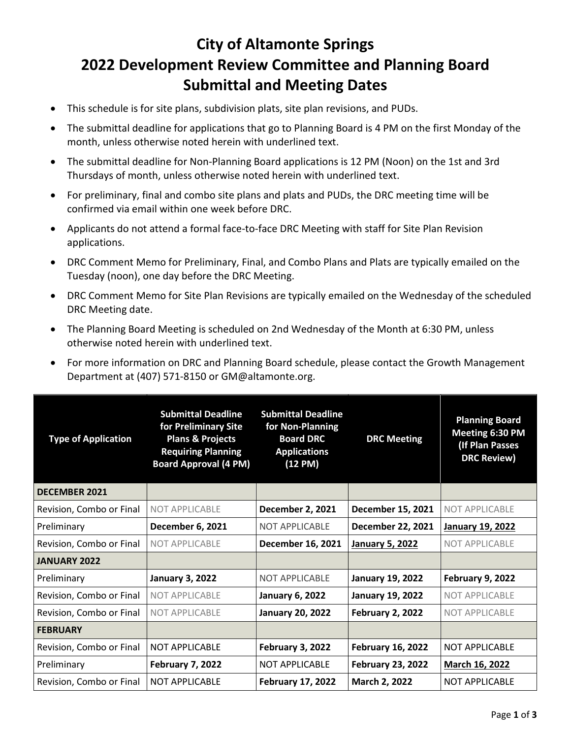# City of Altamonte Springs
# 2022 Development Review Committee and Planning Board Submittal and Meeting Dates

- This schedule is for site plans, subdivision plats, site plan revisions, and PUDs.
- The submittal deadline for applications that go to Planning Board is 4 PM on the first Monday of the month, unless otherwise noted herein with underlined text.
- The submittal deadline for Non-Planning Board applications is 12 PM (Noon) on the 1st and 3rd Thursdays of month, unless otherwise noted herein with underlined text.
- For preliminary, final and combo site plans and plats and PUDs, the DRC meeting time will be confirmed via email within one week before DRC.
- Applicants do not attend a formal face-to-face DRC Meeting with staff for Site Plan Revision applications.
- DRC Comment Memo for Preliminary, Final, and Combo Plans and Plats are typically emailed on the Tuesday (noon), one day before the DRC Meeting.
- DRC Comment Memo for Site Plan Revisions are typically emailed on the Wednesday of the scheduled DRC Meeting date.
- The Planning Board Meeting is scheduled on 2nd Wednesday of the Month at 6:30 PM, unless otherwise noted herein with underlined text.
- For more information on DRC and Planning Board schedule, please contact the Growth Management Department at (407) 571-8150 or GM@altamonte.org.

| Type of Application | Submittal Deadline for Preliminary Site Plans & Projects Requiring Planning Board Approval (4 PM) | Submittal Deadline for Non-Planning Board DRC Applications (12 PM) | DRC Meeting | Planning Board Meeting 6:30 PM (If Plan Passes DRC Review) |
|---|---|---|---|---|
| **DECEMBER 2021** | | | | |
| Revision, Combo or Final | NOT APPLICABLE | **December 2, 2021** | **December 15, 2021** | NOT APPLICABLE |
| Preliminary | **December 6, 2021** | NOT APPLICABLE | **December 22, 2021** | **<u>January 19, 2022</u>** |
| Revision, Combo or Final | NOT APPLICABLE | **December 16, 2021** | **<u>January 5, 2022</u>** | NOT APPLICABLE |
| **JANUARY 2022** | | | | |
| Preliminary | **January 3, 2022** | NOT APPLICABLE | **January 19, 2022** | **February 9, 2022** |
| Revision, Combo or Final | NOT APPLICABLE | **January 6, 2022** | **January 19, 2022** | NOT APPLICABLE |
| Revision, Combo or Final | NOT APPLICABLE | **January 20, 2022** | **February 2, 2022** | NOT APPLICABLE |
| **FEBRUARY** | | | | |
| Revision, Combo or Final | NOT APPLICABLE | **February 3, 2022** | **February 16, 2022** | NOT APPLICABLE |
| Preliminary | **February 7, 2022** | NOT APPLICABLE | **February 23, 2022** | **<u>March 16, 2022</u>** |
| Revision, Combo or Final | NOT APPLICABLE | **February 17, 2022** | **March 2, 2022** | NOT APPLICABLE |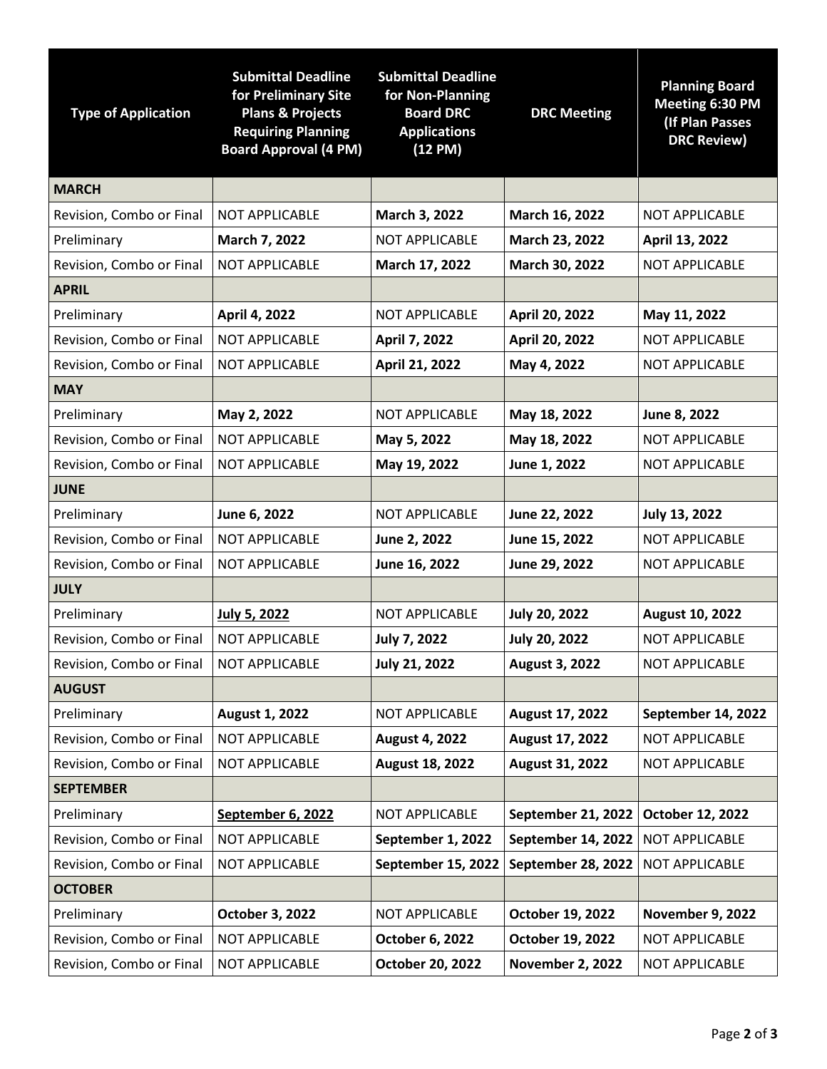| Type of Application | Submittal Deadline for Preliminary Site Plans & Projects Requiring Planning Board Approval (4 PM) | Submittal Deadline for Non-Planning Board DRC Applications (12 PM) | DRC Meeting | Planning Board Meeting 6:30 PM (If Plan Passes DRC Review) |
|---|---|---|---|---|
| **MARCH** | | | | |
| Revision, Combo or Final | NOT APPLICABLE | **March 3, 2022** | **March 16, 2022** | NOT APPLICABLE |
| Preliminary | **March 7, 2022** | NOT APPLICABLE | **March 23, 2022** | **April 13, 2022** |
| Revision, Combo or Final | NOT APPLICABLE | **March 17, 2022** | **March 30, 2022** | NOT APPLICABLE |
| **APRIL** | | | | |
| Preliminary | **April 4, 2022** | NOT APPLICABLE | **April 20, 2022** | **May 11, 2022** |
| Revision, Combo or Final | NOT APPLICABLE | **April 7, 2022** | **April 20, 2022** | NOT APPLICABLE |
| Revision, Combo or Final | NOT APPLICABLE | **April 21, 2022** | **May 4, 2022** | NOT APPLICABLE |
| **MAY** | | | | |
| Preliminary | **May 2, 2022** | NOT APPLICABLE | **May 18, 2022** | **June 8, 2022** |
| Revision, Combo or Final | NOT APPLICABLE | **May 5, 2022** | **May 18, 2022** | NOT APPLICABLE |
| Revision, Combo or Final | NOT APPLICABLE | **May 19, 2022** | **June 1, 2022** | NOT APPLICABLE |
| **JUNE** | | | | |
| Preliminary | **June 6, 2022** | NOT APPLICABLE | **June 22, 2022** | **July 13, 2022** |
| Revision, Combo or Final | NOT APPLICABLE | **June 2, 2022** | **June 15, 2022** | NOT APPLICABLE |
| Revision, Combo or Final | NOT APPLICABLE | **June 16, 2022** | **June 29, 2022** | NOT APPLICABLE |
| **JULY** | | | | |
| Preliminary | **July 5, 2022** | NOT APPLICABLE | **July 20, 2022** | **August 10, 2022** |
| Revision, Combo or Final | NOT APPLICABLE | **July 7, 2022** | **July 20, 2022** | NOT APPLICABLE |
| Revision, Combo or Final | NOT APPLICABLE | **July 21, 2022** | **August 3, 2022** | NOT APPLICABLE |
| **AUGUST** | | | | |
| Preliminary | **August 1, 2022** | NOT APPLICABLE | **August 17, 2022** | **September 14, 2022** |
| Revision, Combo or Final | NOT APPLICABLE | **August 4, 2022** | **August 17, 2022** | NOT APPLICABLE |
| Revision, Combo or Final | NOT APPLICABLE | **August 18, 2022** | **August 31, 2022** | NOT APPLICABLE |
| **SEPTEMBER** | | | | |
| Preliminary | **September 6, 2022** | NOT APPLICABLE | **September 21, 2022** | **October 12, 2022** |
| Revision, Combo or Final | NOT APPLICABLE | **September 1, 2022** | **September 14, 2022** | NOT APPLICABLE |
| Revision, Combo or Final | NOT APPLICABLE | **September 15, 2022** | **September 28, 2022** | NOT APPLICABLE |
| **OCTOBER** | | | | |
| Preliminary | **October 3, 2022** | NOT APPLICABLE | **October 19, 2022** | **November 9, 2022** |
| Revision, Combo or Final | NOT APPLICABLE | **October 6, 2022** | **October 19, 2022** | NOT APPLICABLE |
| Revision, Combo or Final | NOT APPLICABLE | **October 20, 2022** | **November 2, 2022** | NOT APPLICABLE |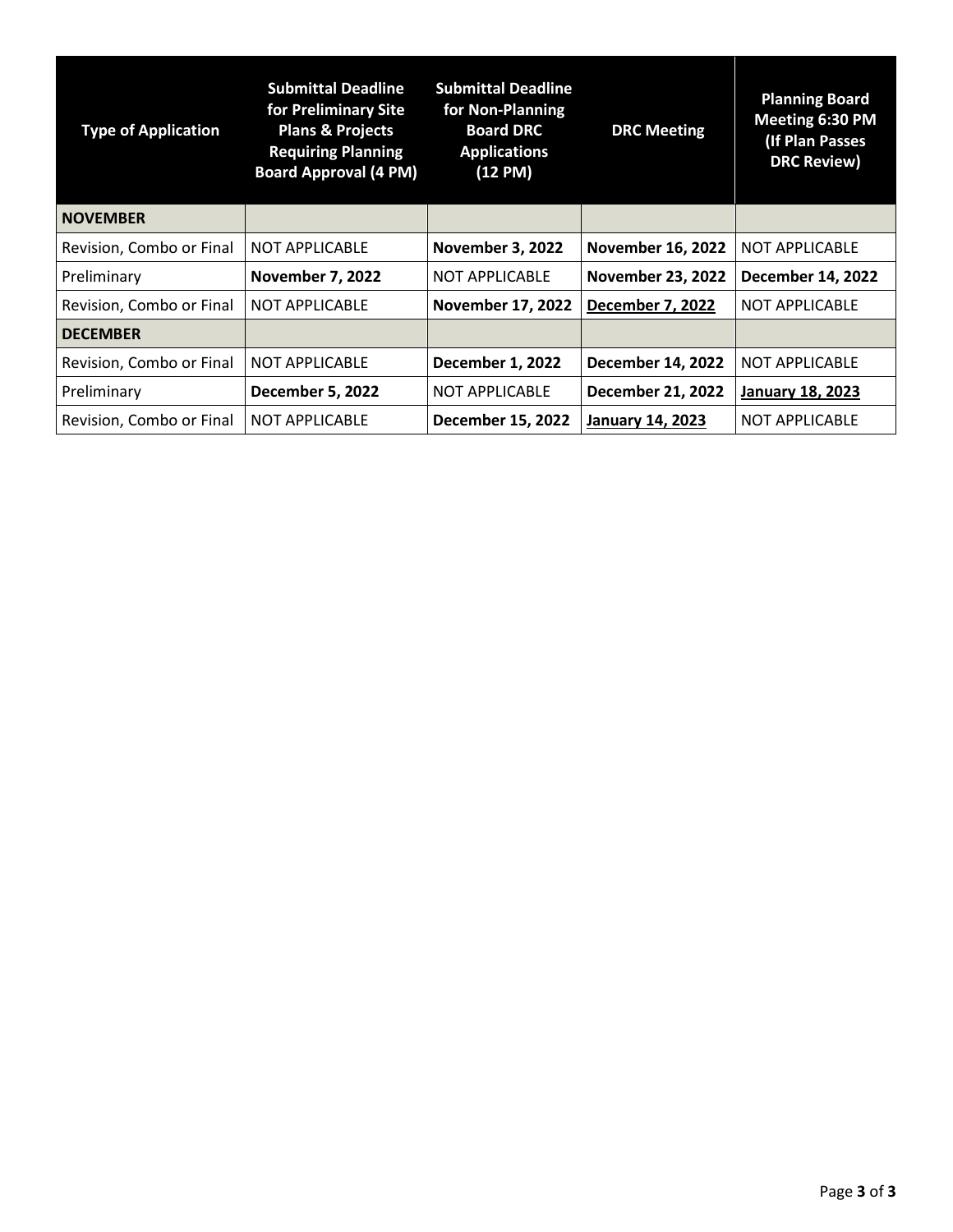| Type of Application | Submittal Deadline for Preliminary Site Plans & Projects Requiring Planning Board Approval (4 PM) | Submittal Deadline for Non-Planning Board DRC Applications (12 PM) | DRC Meeting | Planning Board Meeting 6:30 PM (If Plan Passes DRC Review) |
|---|---|---|---|---|
| **NOVEMBER** | | | | |
| Revision, Combo or Final | NOT APPLICABLE | **November 3, 2022** | **November 16, 2022** | NOT APPLICABLE |
| Preliminary | **November 7, 2022** | NOT APPLICABLE | **November 23, 2022** | **December 14, 2022** |
| Revision, Combo or Final | NOT APPLICABLE | **November 17, 2022** | **December 7, 2022** | NOT APPLICABLE |
| **DECEMBER** | | | | |
| Revision, Combo or Final | NOT APPLICABLE | **December 1, 2022** | **December 14, 2022** | NOT APPLICABLE |
| Preliminary | **December 5, 2022** | NOT APPLICABLE | **December 21, 2022** | **January 18, 2023** |
| Revision, Combo or Final | NOT APPLICABLE | **December 15, 2022** | **January 14, 2023** | NOT APPLICABLE |